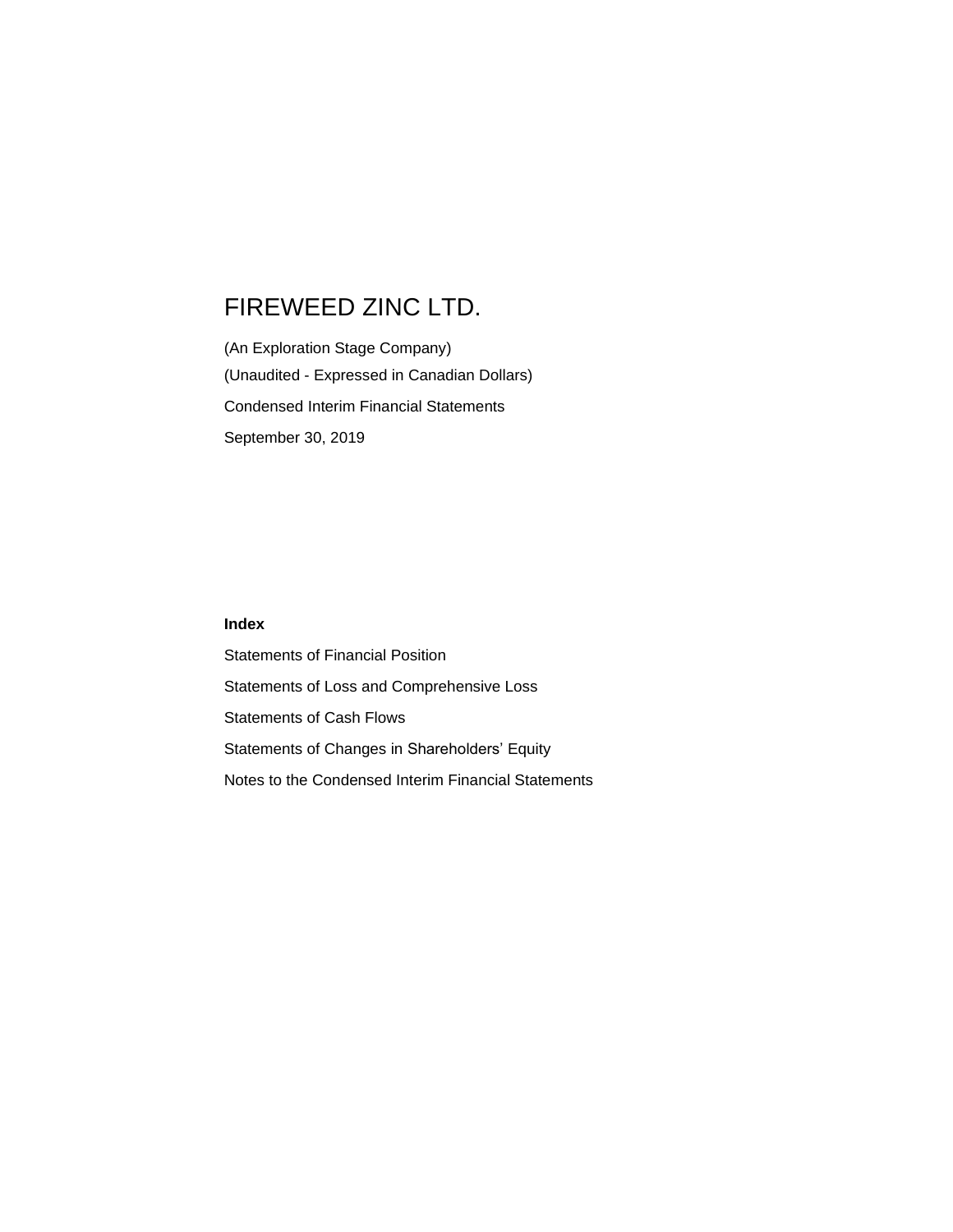# FIREWEED ZINC LTD.

(An Exploration Stage Company)

(Unaudited - Expressed in Canadian Dollars)

Condensed Interim Financial Statements

September 30, 2019

**Index**

Statements of Financial Position

Statements of Loss and Comprehensive Loss

Statements of Cash Flows

Statements of Changes in Shareholders' Equity

Notes to the Condensed Interim Financial Statements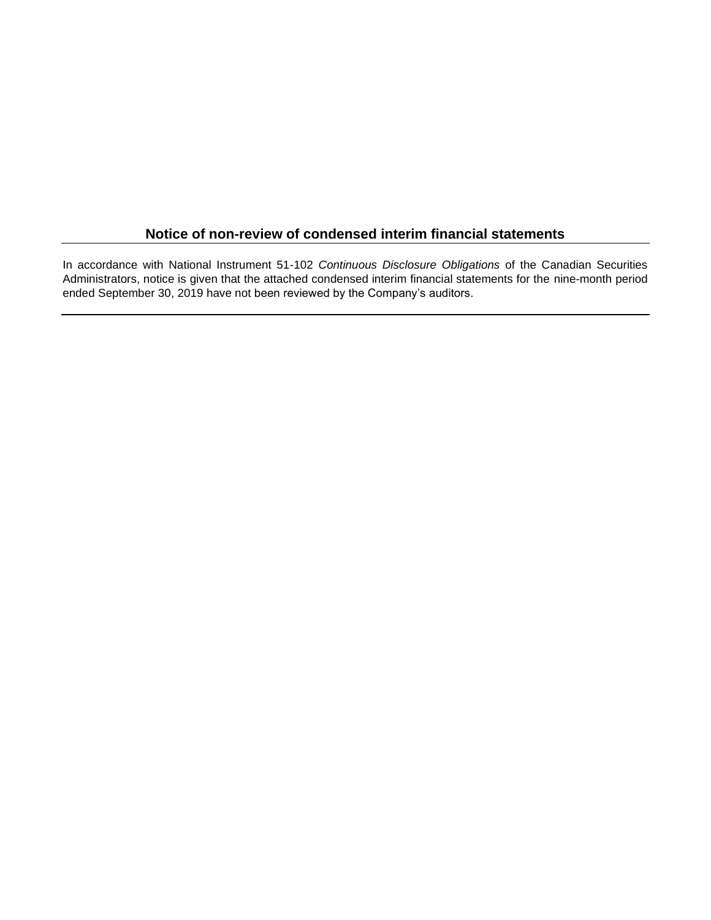## Notice of non-review of condensed interim financial statements

In accordance with National Instrument 51-102 *Continuous Disclosure Obligations* of the Canadian Securities Administrators, notice is given that the attached condensed interim financial statements for the nine-month period ended September 30, 2019 have not been reviewed by the Company's auditors.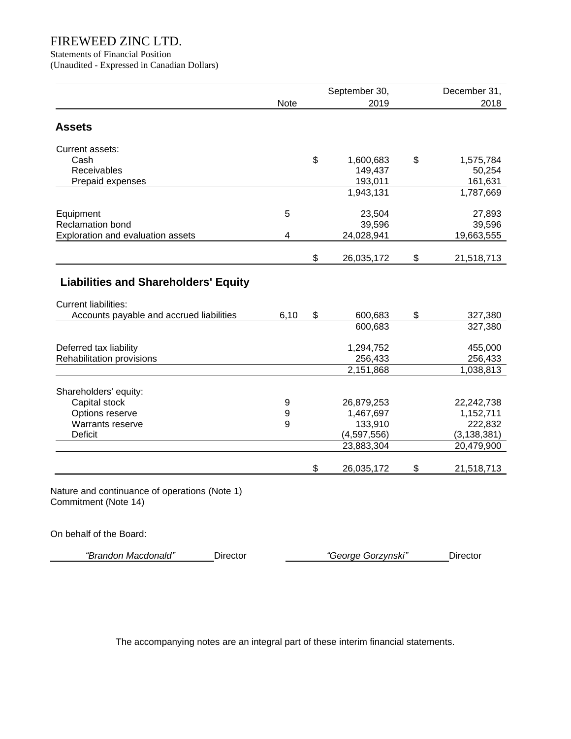# FIREWEED ZINC LTD.

Statements of Financial Position

(Unaudited - Expressed in Canadian Dollars)

| | Note | September 30, 2019 | December 31, 2018 |
|---|---|---|---|
| **Assets** | | | |
| Current assets: | | | |
| Cash | | $ 1,600,683 | $ 1,575,784 |
| Receivables | | 149,437 | 50,254 |
| Prepaid expenses | | 193,011 | 161,631 |
| | | 1,943,131 | 1,787,669 |
| Equipment | 5 | 23,504 | 27,893 |
| Reclamation bond | | 39,596 | 39,596 |
| Exploration and evaluation assets | 4 | 24,028,941 | 19,663,555 |
| | | $ 26,035,172 | $ 21,518,713 |
| **Liabilities and Shareholders' Equity** | | | |
| Current liabilities: | | | |
| Accounts payable and accrued liabilities | 6,10 | $ 600,683 | $ 327,380 |
| | | 600,683 | 327,380 |
| Deferred tax liability | | 1,294,752 | 455,000 |
| Rehabilitation provisions | | 256,433 | 256,433 |
| | | 2,151,868 | 1,038,813 |
| Shareholders' equity: | | | |
| Capital stock | 9 | 26,879,253 | 22,242,738 |
| Options reserve | 9 | 1,467,697 | 1,152,711 |
| Warrants reserve | 9 | 133,910 | 222,832 |
| Deficit | | (4,597,556) | (3,138,381) |
| | | 23,883,304 | 20,479,900 |
| | | $ 26,035,172 | $ 21,518,713 |

Nature and continuance of operations (Note 1)

Commitment (Note 14)

On behalf of the Board:

*"Brandon Macdonald"* Director          *"George Gorzynski"* Director

The accompanying notes are an integral part of these interim financial statements.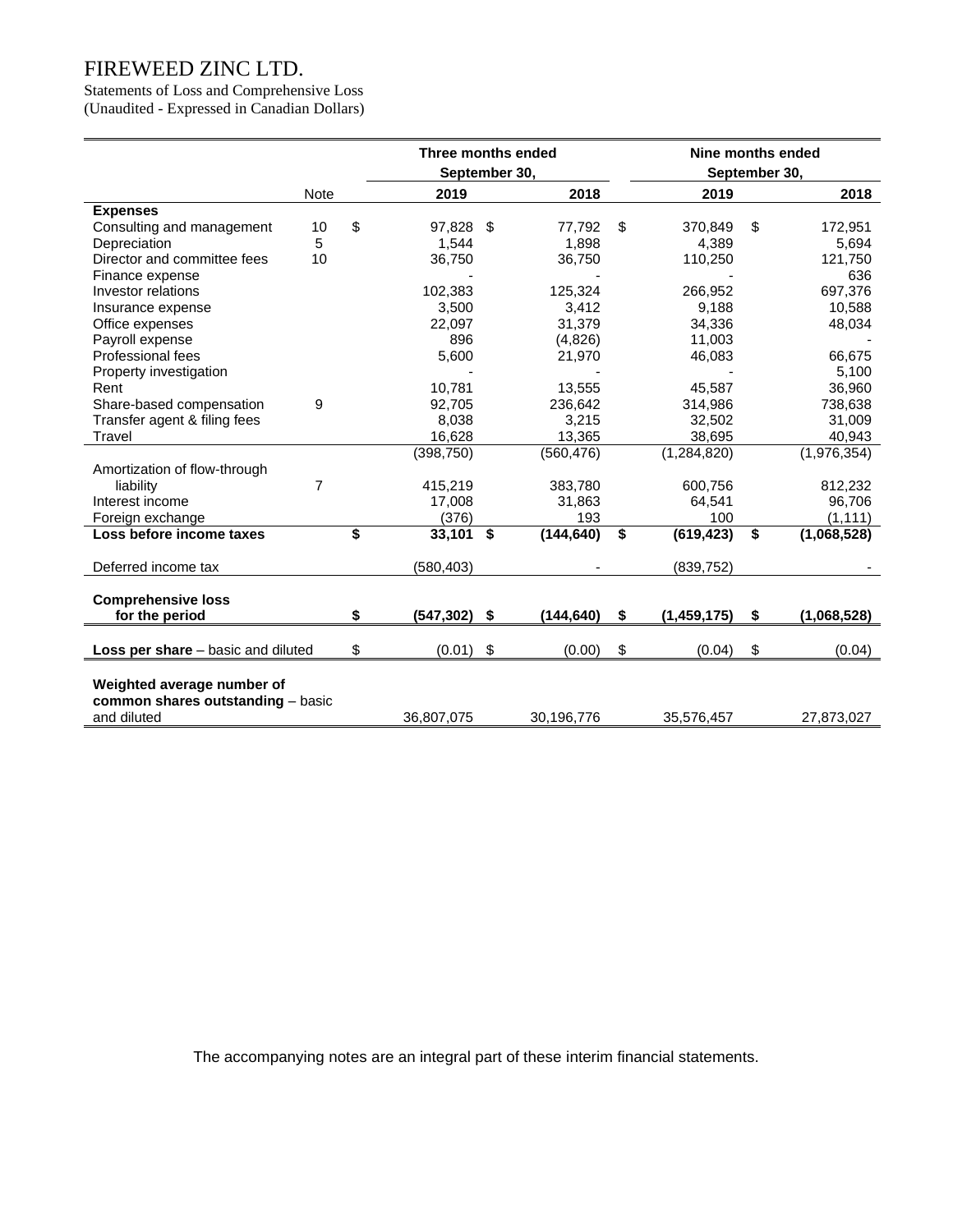# FIREWEED ZINC LTD.

Statements of Loss and Comprehensive Loss
(Unaudited - Expressed in Canadian Dollars)

| | Note | Three months ended September 30, 2019 | Three months ended September 30, 2018 | Nine months ended September 30, 2019 | Nine months ended September 30, 2018 |
|---|---|---|---|---|---|
| **Expenses** | | | | | |
| Consulting and management | 10 | $ 97,828 | $ 77,792 | $ 370,849 | $ 172,951 |
| Depreciation | 5 | 1,544 | 1,898 | 4,389 | 5,694 |
| Director and committee fees | 10 | 36,750 | 36,750 | 110,250 | 121,750 |
| Finance expense | | - | - | - | 636 |
| Investor relations | | 102,383 | 125,324 | 266,952 | 697,376 |
| Insurance expense | | 3,500 | 3,412 | 9,188 | 10,588 |
| Office expenses | | 22,097 | 31,379 | 34,336 | 48,034 |
| Payroll expense | | 896 | (4,826) | 11,003 | - |
| Professional fees | | 5,600 | 21,970 | 46,083 | 66,675 |
| Property investigation | | - | - | - | 5,100 |
| Rent | | 10,781 | 13,555 | 45,587 | 36,960 |
| Share-based compensation | 9 | 92,705 | 236,642 | 314,986 | 738,638 |
| Transfer agent & filing fees | | 8,038 | 3,215 | 32,502 | 31,009 |
| Travel | | 16,628 | 13,365 | 38,695 | 40,943 |
| | | (398,750) | (560,476) | (1,284,820) | (1,976,354) |
| Amortization of flow-through liability | 7 | 415,219 | 383,780 | 600,756 | 812,232 |
| Interest income | | 17,008 | 31,863 | 64,541 | 96,706 |
| Foreign exchange | | (376) | 193 | 100 | (1,111) |
| **Loss before income taxes** | | **$ 33,101** | **$ (144,640)** | **$ (619,423)** | **$ (1,068,528)** |
| Deferred income tax | | (580,403) | - | (839,752) | - |
| **Comprehensive loss for the period** | | **$ (547,302)** | **$ (144,640)** | **$ (1,459,175)** | **$ (1,068,528)** |
| **Loss per share** – basic and diluted | | $ (0.01) | $ (0.00) | $ (0.04) | $ (0.04) |
| **Weighted average number of common shares outstanding** – basic and diluted | | 36,807,075 | 30,196,776 | 35,576,457 | 27,873,027 |

The accompanying notes are an integral part of these interim financial statements.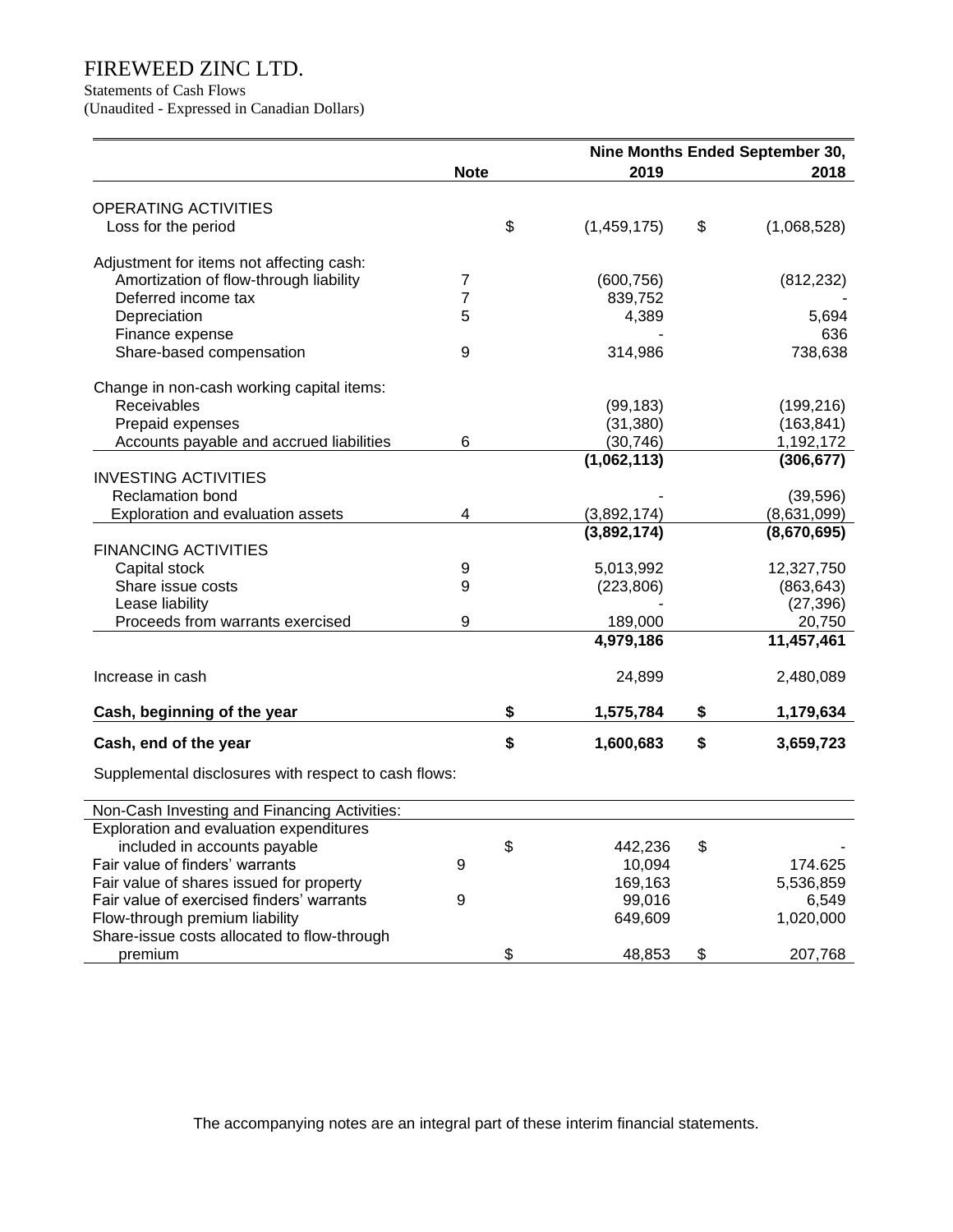# FIREWEED ZINC LTD.

Statements of Cash Flows

(Unaudited - Expressed in Canadian Dollars)

| | Note | Nine Months Ended September 30, 2019 | 2018 |
|---|---|---|---|
| OPERATING ACTIVITIES | | | |
| Loss for the period | | $ (1,459,175) | $ (1,068,528) |
| Adjustment for items not affecting cash: | | | |
| Amortization of flow-through liability | 7 | (600,756) | (812,232) |
| Deferred income tax | 7 | 839,752 | - |
| Depreciation | 5 | 4,389 | 5,694 |
| Finance expense | | - | 636 |
| Share-based compensation | 9 | 314,986 | 738,638 |
| Change in non-cash working capital items: | | | |
| Receivables | | (99,183) | (199,216) |
| Prepaid expenses | | (31,380) | (163,841) |
| Accounts payable and accrued liabilities | 6 | (30,746) | 1,192,172 |
| | | **(1,062,113)** | **(306,677)** |
| INVESTING ACTIVITIES | | | |
| Reclamation bond | | - | (39,596) |
| Exploration and evaluation assets | 4 | (3,892,174) | (8,631,099) |
| | | **(3,892,174)** | **(8,670,695)** |
| FINANCING ACTIVITIES | | | |
| Capital stock | 9 | 5,013,992 | 12,327,750 |
| Share issue costs | 9 | (223,806) | (863,643) |
| Lease liability | | - | (27,396) |
| Proceeds from warrants exercised | 9 | 189,000 | 20,750 |
| | | **4,979,186** | **11,457,461** |
| Increase in cash | | 24,899 | 2,480,089 |
| **Cash, beginning of the year** | | **$ 1,575,784** | **$ 1,179,634** |
| **Cash, end of the year** | | **$ 1,600,683** | **$ 3,659,723** |

Supplemental disclosures with respect to cash flows:

| Non-Cash Investing and Financing Activities: | Note | 2019 | 2018 |
|---|---|---|---|
| Exploration and evaluation expenditures included in accounts payable | | $ 442,236 | $ - |
| Fair value of finders' warrants | 9 | 10,094 | 174.625 |
| Fair value of shares issued for property | | 169,163 | 5,536,859 |
| Fair value of exercised finders' warrants | 9 | 99,016 | 6,549 |
| Flow-through premium liability | | 649,609 | 1,020,000 |
| Share-issue costs allocated to flow-through premium | | $ 48,853 | $ 207,768 |

The accompanying notes are an integral part of these interim financial statements.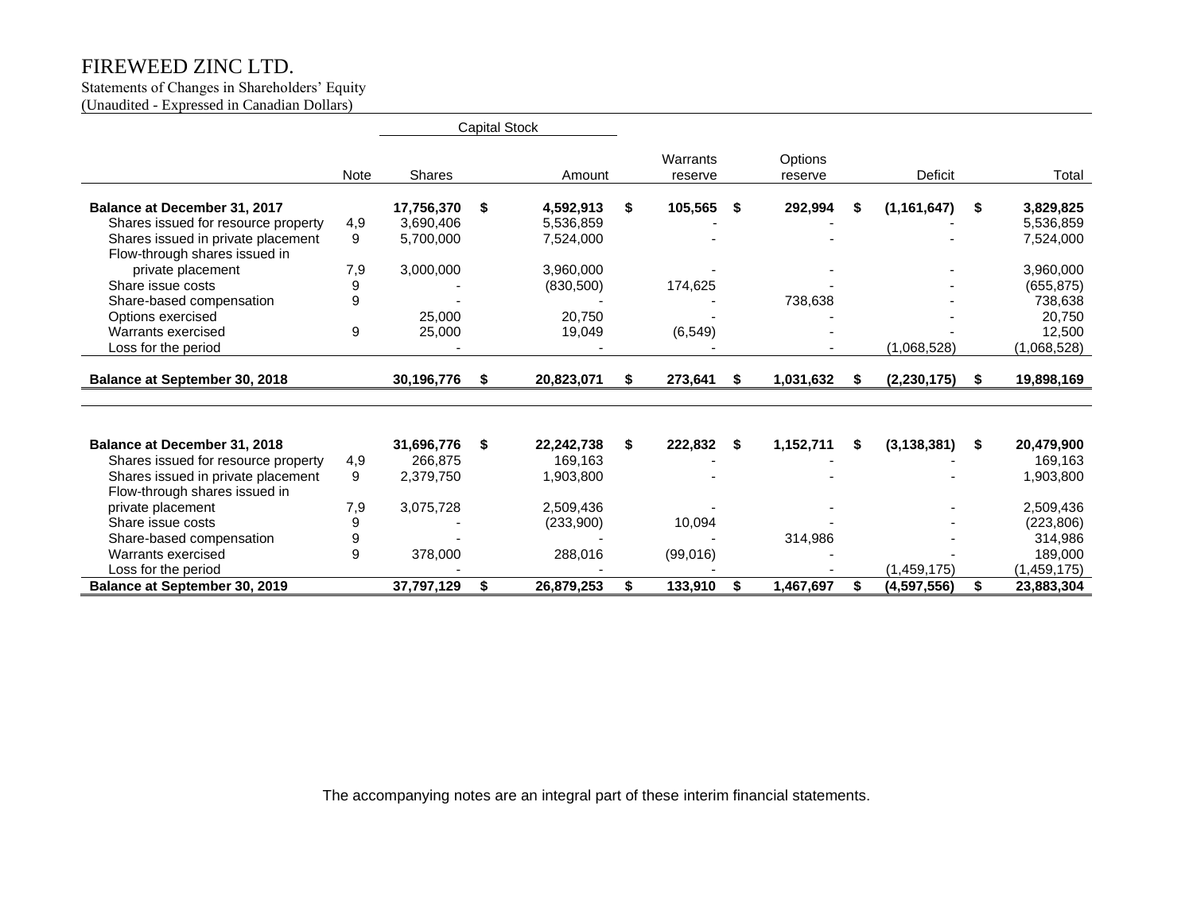# FIREWEED ZINC LTD.

Statements of Changes in Shareholders' Equity
(Unaudited - Expressed in Canadian Dollars)

| | Note | Capital Stock Shares | Capital Stock Amount | Warrants reserve | Options reserve | Deficit | Total |
|---|---|---|---|---|---|---|---|
| **Balance at December 31, 2017** | | **17,756,370** | **$ 4,592,913** | **$ 105,565** | **$ 292,994** | **$ (1,161,647)** | **$ 3,829,825** |
| Shares issued for resource property | 4,9 | 3,690,406 | 5,536,859 | - | - | - | 5,536,859 |
| Shares issued in private placement | 9 | 5,700,000 | 7,524,000 | - | - | - | 7,524,000 |
| Flow-through shares issued in private placement | 7,9 | 3,000,000 | 3,960,000 | - | - | - | 3,960,000 |
| Share issue costs | 9 | - | (830,500) | 174,625 | - | - | (655,875) |
| Share-based compensation | 9 | - | - | - | 738,638 | - | 738,638 |
| Options exercised | | 25,000 | 20,750 | - | - | - | 20,750 |
| Warrants exercised | 9 | 25,000 | 19,049 | (6,549) | - | - | 12,500 |
| Loss for the period | | - | - | - | - | (1,068,528) | (1,068,528) |
| **Balance at September 30, 2018** | | **30,196,776** | **$ 20,823,071** | **$ 273,641** | **$ 1,031,632** | **$ (2,230,175)** | **$ 19,898,169** |
| | | | | | | | |
| **Balance at December 31, 2018** | | **31,696,776** | **$ 22,242,738** | **$ 222,832** | **$ 1,152,711** | **$ (3,138,381)** | **$ 20,479,900** |
| Shares issued for resource property | 4,9 | 266,875 | 169,163 | - | - | - | 169,163 |
| Shares issued in private placement | 9 | 2,379,750 | 1,903,800 | - | - | - | 1,903,800 |
| Flow-through shares issued in private placement | 7,9 | 3,075,728 | 2,509,436 | - | - | - | 2,509,436 |
| Share issue costs | 9 | - | (233,900) | 10,094 | - | - | (223,806) |
| Share-based compensation | 9 | - | - | - | 314,986 | - | 314,986 |
| Warrants exercised | 9 | 378,000 | 288,016 | (99,016) | - | - | 189,000 |
| Loss for the period | | - | - | - | - | (1,459,175) | (1,459,175) |
| **Balance at September 30, 2019** | | **37,797,129** | **$ 26,879,253** | **$ 133,910** | **$ 1,467,697** | **$ (4,597,556)** | **$ 23,883,304** |

The accompanying notes are an integral part of these interim financial statements.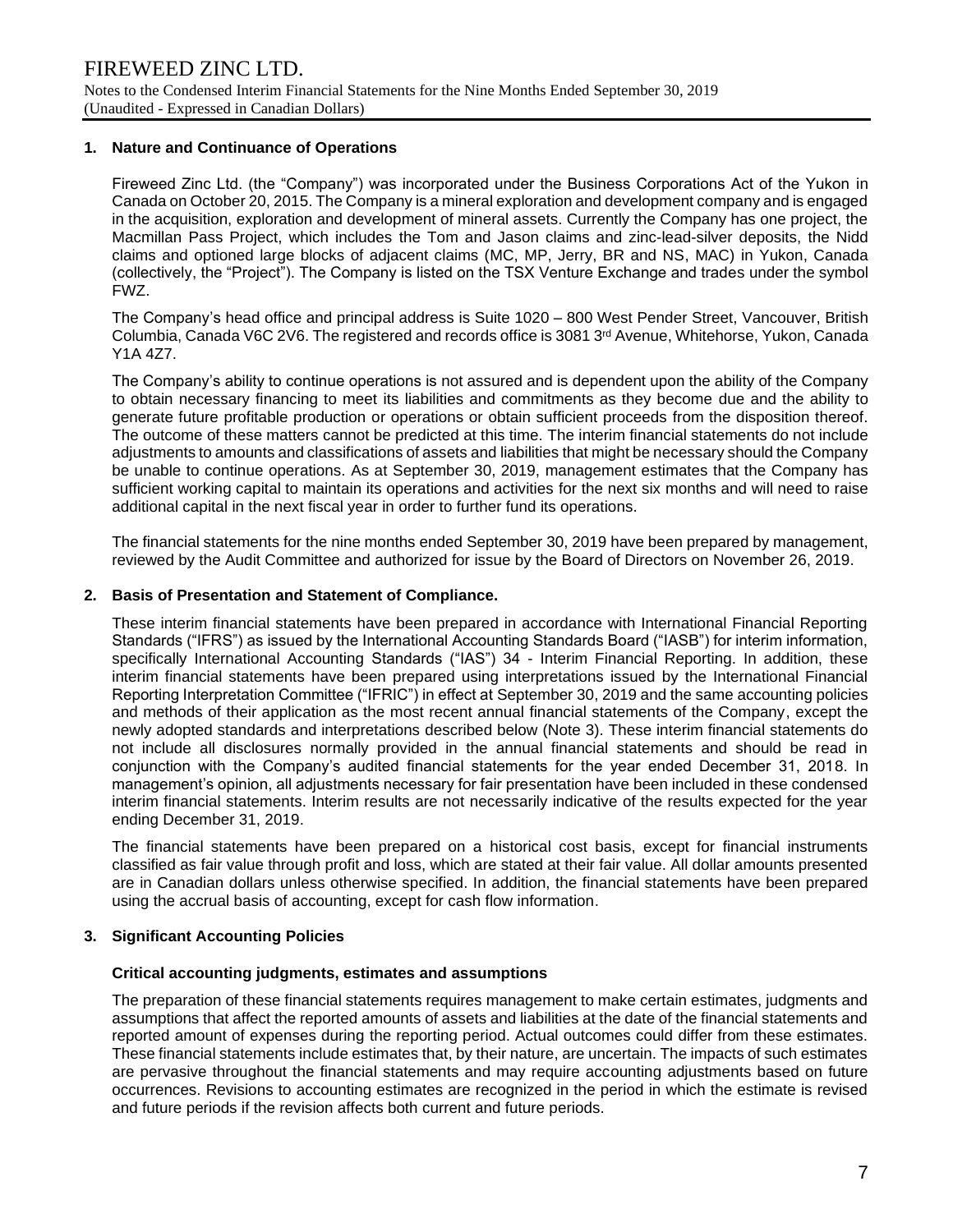### 1. Nature and Continuance of Operations

Fireweed Zinc Ltd. (the "Company") was incorporated under the Business Corporations Act of the Yukon in Canada on October 20, 2015. The Company is a mineral exploration and development company and is engaged in the acquisition, exploration and development of mineral assets. Currently the Company has one project, the Macmillan Pass Project, which includes the Tom and Jason claims and zinc-lead-silver deposits, the Nidd claims and optioned large blocks of adjacent claims (MC, MP, Jerry, BR and NS, MAC) in Yukon, Canada (collectively, the "Project"). The Company is listed on the TSX Venture Exchange and trades under the symbol FWZ.

The Company's head office and principal address is Suite 1020 – 800 West Pender Street, Vancouver, British Columbia, Canada V6C 2V6. The registered and records office is 3081 3rd Avenue, Whitehorse, Yukon, Canada Y1A 4Z7.

The Company's ability to continue operations is not assured and is dependent upon the ability of the Company to obtain necessary financing to meet its liabilities and commitments as they become due and the ability to generate future profitable production or operations or obtain sufficient proceeds from the disposition thereof. The outcome of these matters cannot be predicted at this time. The interim financial statements do not include adjustments to amounts and classifications of assets and liabilities that might be necessary should the Company be unable to continue operations. As at September 30, 2019, management estimates that the Company has sufficient working capital to maintain its operations and activities for the next six months and will need to raise additional capital in the next fiscal year in order to further fund its operations.

The financial statements for the nine months ended September 30, 2019 have been prepared by management, reviewed by the Audit Committee and authorized for issue by the Board of Directors on November 26, 2019.

### 2. Basis of Presentation and Statement of Compliance.

These interim financial statements have been prepared in accordance with International Financial Reporting Standards ("IFRS") as issued by the International Accounting Standards Board ("IASB") for interim information, specifically International Accounting Standards ("IAS") 34 - Interim Financial Reporting. In addition, these interim financial statements have been prepared using interpretations issued by the International Financial Reporting Interpretation Committee ("IFRIC") in effect at September 30, 2019 and the same accounting policies and methods of their application as the most recent annual financial statements of the Company, except the newly adopted standards and interpretations described below (Note 3). These interim financial statements do not include all disclosures normally provided in the annual financial statements and should be read in conjunction with the Company's audited financial statements for the year ended December 31, 2018. In management's opinion, all adjustments necessary for fair presentation have been included in these condensed interim financial statements. Interim results are not necessarily indicative of the results expected for the year ending December 31, 2019.

The financial statements have been prepared on a historical cost basis, except for financial instruments classified as fair value through profit and loss, which are stated at their fair value. All dollar amounts presented are in Canadian dollars unless otherwise specified. In addition, the financial statements have been prepared using the accrual basis of accounting, except for cash flow information.

### 3. Significant Accounting Policies

#### Critical accounting judgments, estimates and assumptions

The preparation of these financial statements requires management to make certain estimates, judgments and assumptions that affect the reported amounts of assets and liabilities at the date of the financial statements and reported amount of expenses during the reporting period. Actual outcomes could differ from these estimates. These financial statements include estimates that, by their nature, are uncertain. The impacts of such estimates are pervasive throughout the financial statements and may require accounting adjustments based on future occurrences. Revisions to accounting estimates are recognized in the period in which the estimate is revised and future periods if the revision affects both current and future periods.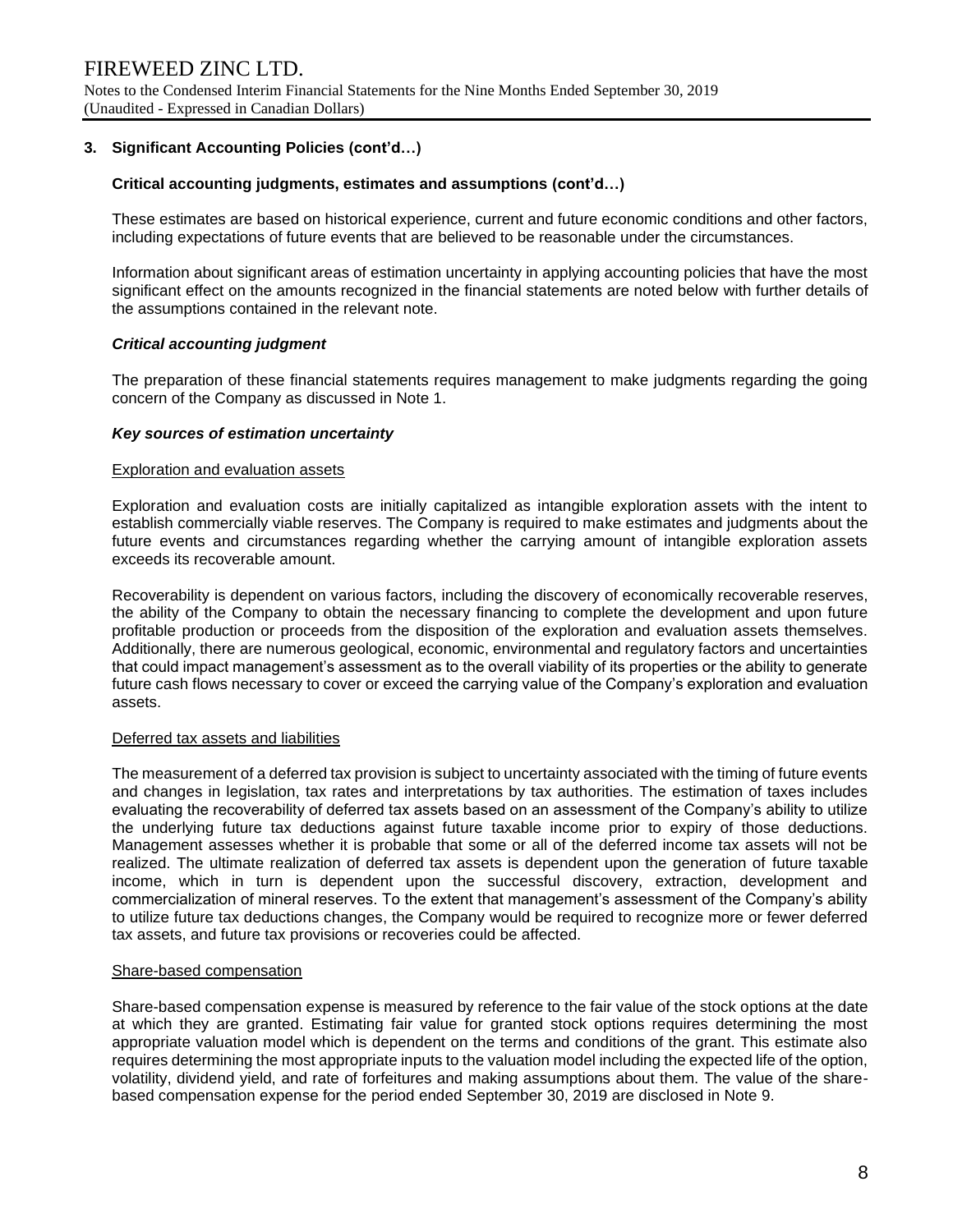### 3. Significant Accounting Policies (cont'd…)

#### Critical accounting judgments, estimates and assumptions (cont'd…)

These estimates are based on historical experience, current and future economic conditions and other factors, including expectations of future events that are believed to be reasonable under the circumstances.

Information about significant areas of estimation uncertainty in applying accounting policies that have the most significant effect on the amounts recognized in the financial statements are noted below with further details of the assumptions contained in the relevant note.

***Critical accounting judgment***

The preparation of these financial statements requires management to make judgments regarding the going concern of the Company as discussed in Note 1.

***Key sources of estimation uncertainty***

<u>Exploration and evaluation assets</u>

Exploration and evaluation costs are initially capitalized as intangible exploration assets with the intent to establish commercially viable reserves. The Company is required to make estimates and judgments about the future events and circumstances regarding whether the carrying amount of intangible exploration assets exceeds its recoverable amount.

Recoverability is dependent on various factors, including the discovery of economically recoverable reserves, the ability of the Company to obtain the necessary financing to complete the development and upon future profitable production or proceeds from the disposition of the exploration and evaluation assets themselves. Additionally, there are numerous geological, economic, environmental and regulatory factors and uncertainties that could impact management's assessment as to the overall viability of its properties or the ability to generate future cash flows necessary to cover or exceed the carrying value of the Company's exploration and evaluation assets.

<u>Deferred tax assets and liabilities</u>

The measurement of a deferred tax provision is subject to uncertainty associated with the timing of future events and changes in legislation, tax rates and interpretations by tax authorities. The estimation of taxes includes evaluating the recoverability of deferred tax assets based on an assessment of the Company's ability to utilize the underlying future tax deductions against future taxable income prior to expiry of those deductions. Management assesses whether it is probable that some or all of the deferred income tax assets will not be realized. The ultimate realization of deferred tax assets is dependent upon the generation of future taxable income, which in turn is dependent upon the successful discovery, extraction, development and commercialization of mineral reserves. To the extent that management's assessment of the Company's ability to utilize future tax deductions changes, the Company would be required to recognize more or fewer deferred tax assets, and future tax provisions or recoveries could be affected.

<u>Share-based compensation</u>

Share-based compensation expense is measured by reference to the fair value of the stock options at the date at which they are granted. Estimating fair value for granted stock options requires determining the most appropriate valuation model which is dependent on the terms and conditions of the grant. This estimate also requires determining the most appropriate inputs to the valuation model including the expected life of the option, volatility, dividend yield, and rate of forfeitures and making assumptions about them. The value of the share-based compensation expense for the period ended September 30, 2019 are disclosed in Note 9.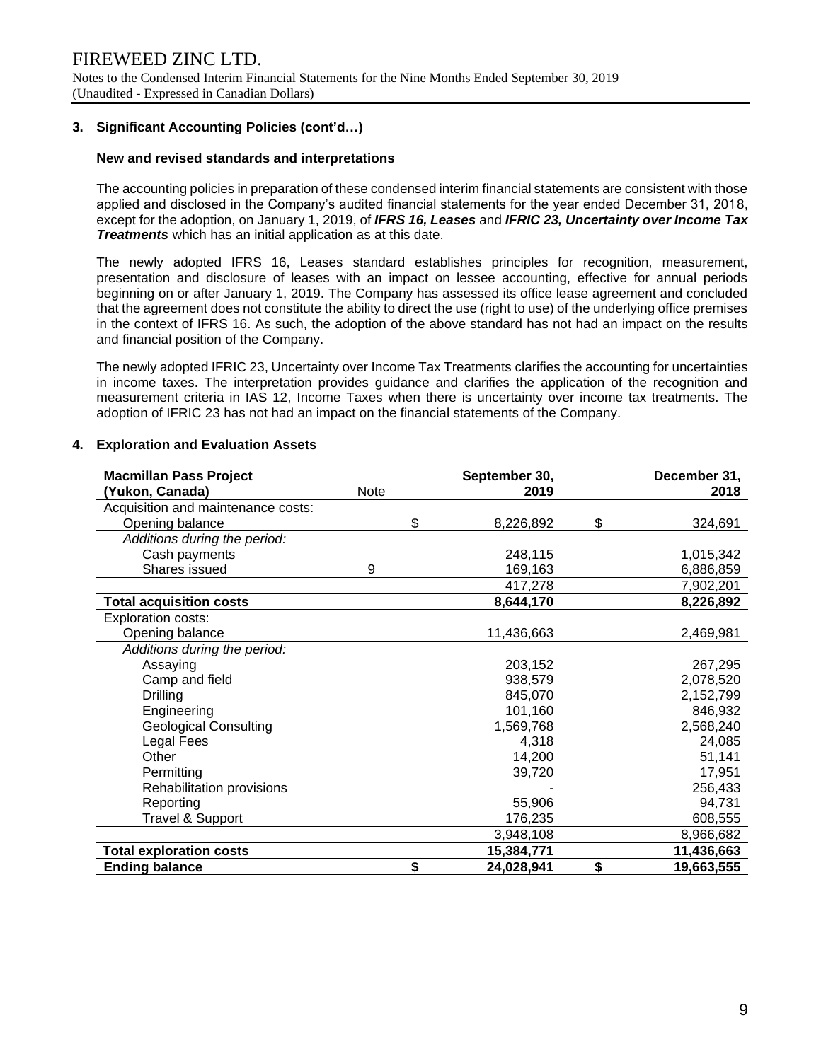### 3. Significant Accounting Policies (cont'd…)

#### New and revised standards and interpretations

The accounting policies in preparation of these condensed interim financial statements are consistent with those applied and disclosed in the Company's audited financial statements for the year ended December 31, 2018, except for the adoption, on January 1, 2019, of ***IFRS 16, Leases*** and ***IFRIC 23, Uncertainty over Income Tax Treatments*** which has an initial application as at this date.

The newly adopted IFRS 16, Leases standard establishes principles for recognition, measurement, presentation and disclosure of leases with an impact on lessee accounting, effective for annual periods beginning on or after January 1, 2019. The Company has assessed its office lease agreement and concluded that the agreement does not constitute the ability to direct the use (right to use) of the underlying office premises in the context of IFRS 16. As such, the adoption of the above standard has not had an impact on the results and financial position of the Company.

The newly adopted IFRIC 23, Uncertainty over Income Tax Treatments clarifies the accounting for uncertainties in income taxes. The interpretation provides guidance and clarifies the application of the recognition and measurement criteria in IAS 12, Income Taxes when there is uncertainty over income tax treatments. The adoption of IFRIC 23 has not had an impact on the financial statements of the Company.

### 4. Exploration and Evaluation Assets

| **Macmillan Pass Project (Yukon, Canada)** | Note | **September 30, 2019** | **December 31, 2018** |
|---|---|---|---|
| Acquisition and maintenance costs: | | | |
| Opening balance | | $ 8,226,892 | $ 324,691 |
| *Additions during the period:* | | | |
| Cash payments | | 248,115 | 1,015,342 |
| Shares issued | 9 | 169,163 | 6,886,859 |
| | | 417,278 | 7,902,201 |
| **Total acquisition costs** | | **8,644,170** | **8,226,892** |
| Exploration costs: | | | |
| Opening balance | | 11,436,663 | 2,469,981 |
| *Additions during the period:* | | | |
| Assaying | | 203,152 | 267,295 |
| Camp and field | | 938,579 | 2,078,520 |
| Drilling | | 845,070 | 2,152,799 |
| Engineering | | 101,160 | 846,932 |
| Geological Consulting | | 1,569,768 | 2,568,240 |
| Legal Fees | | 4,318 | 24,085 |
| Other | | 14,200 | 51,141 |
| Permitting | | 39,720 | 17,951 |
| Rehabilitation provisions | | - | 256,433 |
| Reporting | | 55,906 | 94,731 |
| Travel & Support | | 176,235 | 608,555 |
| | | 3,948,108 | 8,966,682 |
| **Total exploration costs** | | **15,384,771** | **11,436,663** |
| **Ending balance** | | **$ 24,028,941** | **$ 19,663,555** |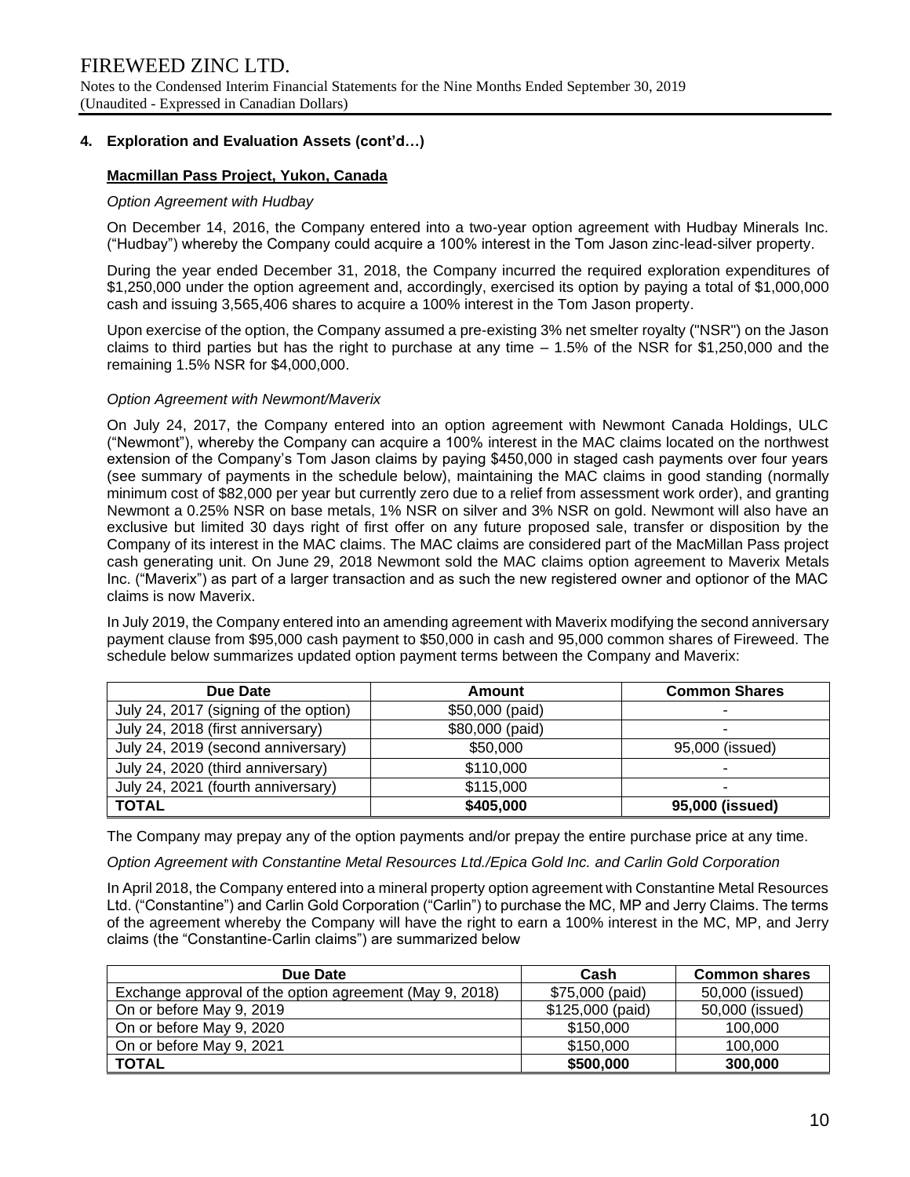## 4. Exploration and Evaluation Assets (cont'd…)

### Macmillan Pass Project, Yukon, Canada

*Option Agreement with Hudbay*

On December 14, 2016, the Company entered into a two-year option agreement with Hudbay Minerals Inc. ("Hudbay") whereby the Company could acquire a 100% interest in the Tom Jason zinc-lead-silver property.

During the year ended December 31, 2018, the Company incurred the required exploration expenditures of $1,250,000 under the option agreement and, accordingly, exercised its option by paying a total of $1,000,000 cash and issuing 3,565,406 shares to acquire a 100% interest in the Tom Jason property.

Upon exercise of the option, the Company assumed a pre-existing 3% net smelter royalty ("NSR") on the Jason claims to third parties but has the right to purchase at any time – 1.5% of the NSR for $1,250,000 and the remaining 1.5% NSR for $4,000,000.

*Option Agreement with Newmont/Maverix*

On July 24, 2017, the Company entered into an option agreement with Newmont Canada Holdings, ULC ("Newmont"), whereby the Company can acquire a 100% interest in the MAC claims located on the northwest extension of the Company's Tom Jason claims by paying $450,000 in staged cash payments over four years (see summary of payments in the schedule below), maintaining the MAC claims in good standing (normally minimum cost of $82,000 per year but currently zero due to a relief from assessment work order), and granting Newmont a 0.25% NSR on base metals, 1% NSR on silver and 3% NSR on gold. Newmont will also have an exclusive but limited 30 days right of first offer on any future proposed sale, transfer or disposition by the Company of its interest in the MAC claims. The MAC claims are considered part of the MacMillan Pass project cash generating unit. On June 29, 2018 Newmont sold the MAC claims option agreement to Maverix Metals Inc. ("Maverix") as part of a larger transaction and as such the new registered owner and optionor of the MAC claims is now Maverix.

In July 2019, the Company entered into an amending agreement with Maverix modifying the second anniversary payment clause from $95,000 cash payment to $50,000 in cash and 95,000 common shares of Fireweed. The schedule below summarizes updated option payment terms between the Company and Maverix:

| Due Date | Amount | Common Shares |
|---|---|---|
| July 24, 2017 (signing of the option) | $50,000 (paid) | - |
| July 24, 2018 (first anniversary) | $80,000 (paid) | - |
| July 24, 2019 (second anniversary) | $50,000 | 95,000 (issued) |
| July 24, 2020 (third anniversary) | $110,000 | - |
| July 24, 2021 (fourth anniversary) | $115,000 | - |
| **TOTAL** | **$405,000** | **95,000 (issued)** |

The Company may prepay any of the option payments and/or prepay the entire purchase price at any time.

*Option Agreement with Constantine Metal Resources Ltd./Epica Gold Inc. and Carlin Gold Corporation*

In April 2018, the Company entered into a mineral property option agreement with Constantine Metal Resources Ltd. ("Constantine") and Carlin Gold Corporation ("Carlin") to purchase the MC, MP and Jerry Claims. The terms of the agreement whereby the Company will have the right to earn a 100% interest in the MC, MP, and Jerry claims (the "Constantine-Carlin claims") are summarized below

| Due Date | Cash | Common shares |
|---|---|---|
| Exchange approval of the option agreement (May 9, 2018) | $75,000 (paid) | 50,000 (issued) |
| On or before May 9, 2019 | $125,000 (paid) | 50,000 (issued) |
| On or before May 9, 2020 | $150,000 | 100,000 |
| On or before May 9, 2021 | $150,000 | 100,000 |
| **TOTAL** | **$500,000** | **300,000** |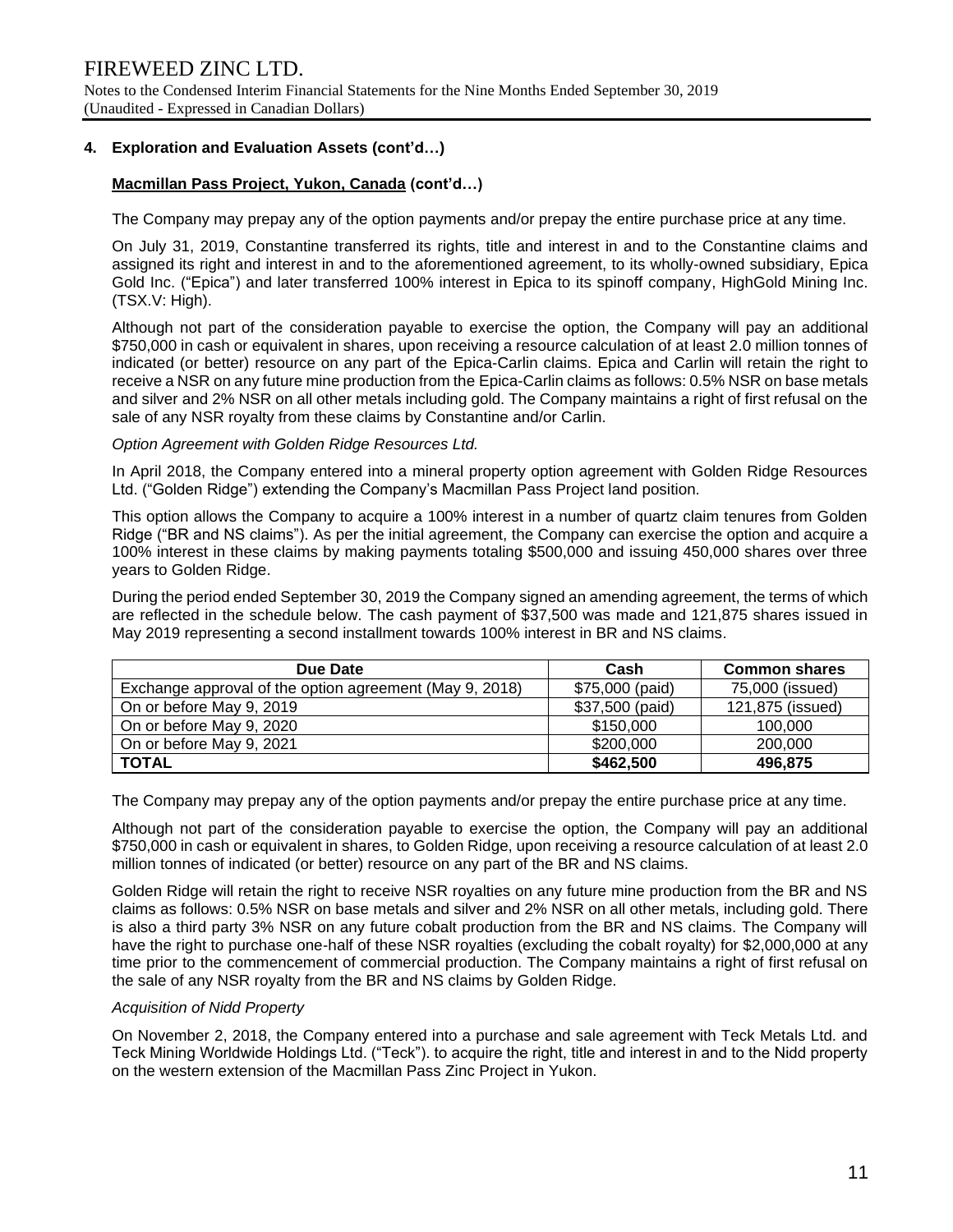## 4. Exploration and Evaluation Assets (cont'd…)

### Macmillan Pass Project, Yukon, Canada (cont'd…)

The Company may prepay any of the option payments and/or prepay the entire purchase price at any time.

On July 31, 2019, Constantine transferred its rights, title and interest in and to the Constantine claims and assigned its right and interest in and to the aforementioned agreement, to its wholly-owned subsidiary, Epica Gold Inc. ("Epica") and later transferred 100% interest in Epica to its spinoff company, HighGold Mining Inc. (TSX.V: High).

Although not part of the consideration payable to exercise the option, the Company will pay an additional $750,000 in cash or equivalent in shares, upon receiving a resource calculation of at least 2.0 million tonnes of indicated (or better) resource on any part of the Epica-Carlin claims. Epica and Carlin will retain the right to receive a NSR on any future mine production from the Epica-Carlin claims as follows: 0.5% NSR on base metals and silver and 2% NSR on all other metals including gold. The Company maintains a right of first refusal on the sale of any NSR royalty from these claims by Constantine and/or Carlin.

*Option Agreement with Golden Ridge Resources Ltd.*

In April 2018, the Company entered into a mineral property option agreement with Golden Ridge Resources Ltd. ("Golden Ridge") extending the Company's Macmillan Pass Project land position.

This option allows the Company to acquire a 100% interest in a number of quartz claim tenures from Golden Ridge ("BR and NS claims"). As per the initial agreement, the Company can exercise the option and acquire a 100% interest in these claims by making payments totaling $500,000 and issuing 450,000 shares over three years to Golden Ridge.

During the period ended September 30, 2019 the Company signed an amending agreement, the terms of which are reflected in the schedule below. The cash payment of $37,500 was made and 121,875 shares issued in May 2019 representing a second installment towards 100% interest in BR and NS claims.

| Due Date | Cash | Common shares |
|---|---|---|
| Exchange approval of the option agreement (May 9, 2018) | $75,000 (paid) | 75,000 (issued) |
| On or before May 9, 2019 | $37,500 (paid) | 121,875 (issued) |
| On or before May 9, 2020 | $150,000 | 100,000 |
| On or before May 9, 2021 | $200,000 | 200,000 |
| **TOTAL** | **$462,500** | **496,875** |

The Company may prepay any of the option payments and/or prepay the entire purchase price at any time.

Although not part of the consideration payable to exercise the option, the Company will pay an additional $750,000 in cash or equivalent in shares, to Golden Ridge, upon receiving a resource calculation of at least 2.0 million tonnes of indicated (or better) resource on any part of the BR and NS claims.

Golden Ridge will retain the right to receive NSR royalties on any future mine production from the BR and NS claims as follows: 0.5% NSR on base metals and silver and 2% NSR on all other metals, including gold. There is also a third party 3% NSR on any future cobalt production from the BR and NS claims. The Company will have the right to purchase one-half of these NSR royalties (excluding the cobalt royalty) for $2,000,000 at any time prior to the commencement of commercial production. The Company maintains a right of first refusal on the sale of any NSR royalty from the BR and NS claims by Golden Ridge.

*Acquisition of Nidd Property*

On November 2, 2018, the Company entered into a purchase and sale agreement with Teck Metals Ltd. and Teck Mining Worldwide Holdings Ltd. ("Teck"). to acquire the right, title and interest in and to the Nidd property on the western extension of the Macmillan Pass Zinc Project in Yukon.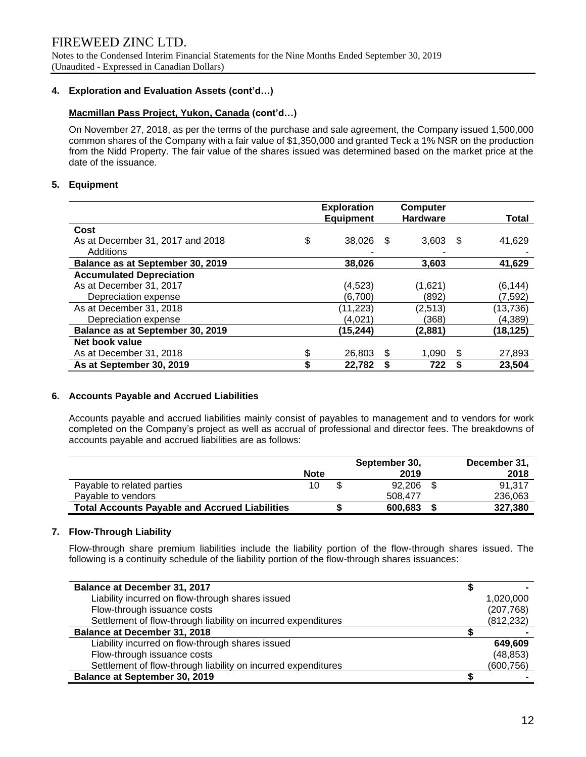## 4. Exploration and Evaluation Assets (cont'd…)

**Macmillan Pass Project, Yukon, Canada (cont'd…)**

On November 27, 2018, as per the terms of the purchase and sale agreement, the Company issued 1,500,000 common shares of the Company with a fair value of $1,350,000 and granted Teck a 1% NSR on the production from the Nidd Property. The fair value of the shares issued was determined based on the market price at the date of the issuance.

## 5. Equipment

| | Exploration Equipment | Computer Hardware | Total |
|---|---|---|---|
| **Cost** | | | |
| As at December 31, 2017 and 2018 | $ 38,026 | $ 3,603 | $ 41,629 |
| Additions | - | - | - |
| **Balance as at September 30, 2019** | **38,026** | **3,603** | **41,629** |
| **Accumulated Depreciation** | | | |
| As at December 31, 2017 | (4,523) | (1,621) | (6,144) |
| Depreciation expense | (6,700) | (892) | (7,592) |
| As at December 31, 2018 | (11,223) | (2,513) | (13,736) |
| Depreciation expense | (4,021) | (368) | (4,389) |
| **Balance as at September 30, 2019** | **(15,244)** | **(2,881)** | **(18,125)** |
| **Net book value** | | | |
| As at December 31, 2018 | $ 26,803 | $ 1,090 | $ 27,893 |
| **As at September 30, 2019** | **$ 22,782** | **$ 722** | **$ 23,504** |

## 6. Accounts Payable and Accrued Liabilities

Accounts payable and accrued liabilities mainly consist of payables to management and to vendors for work completed on the Company's project as well as accrual of professional and director fees. The breakdowns of accounts payable and accrued liabilities are as follows:

| | Note | September 30, 2019 | December 31, 2018 |
|---|---|---|---|
| Payable to related parties | 10 | $ 92,206 | $ 91,317 |
| Payable to vendors | | 508,477 | 236,063 |
| **Total Accounts Payable and Accrued Liabilities** | | **$ 600,683** | **$ 327,380** |

## 7. Flow-Through Liability

Flow-through share premium liabilities include the liability portion of the flow-through shares issued. The following is a continuity schedule of the liability portion of the flow-through shares issuances:

| | |
|---|---|
| **Balance at December 31, 2017** | $ - |
| Liability incurred on flow-through shares issued | 1,020,000 |
| Flow-through issuance costs | (207,768) |
| Settlement of flow-through liability on incurred expenditures | (812,232) |
| **Balance at December 31, 2018** | $ - |
| Liability incurred on flow-through shares issued | **649,609** |
| Flow-through issuance costs | (48,853) |
| Settlement of flow-through liability on incurred expenditures | (600,756) |
| **Balance at September 30, 2019** | $ - |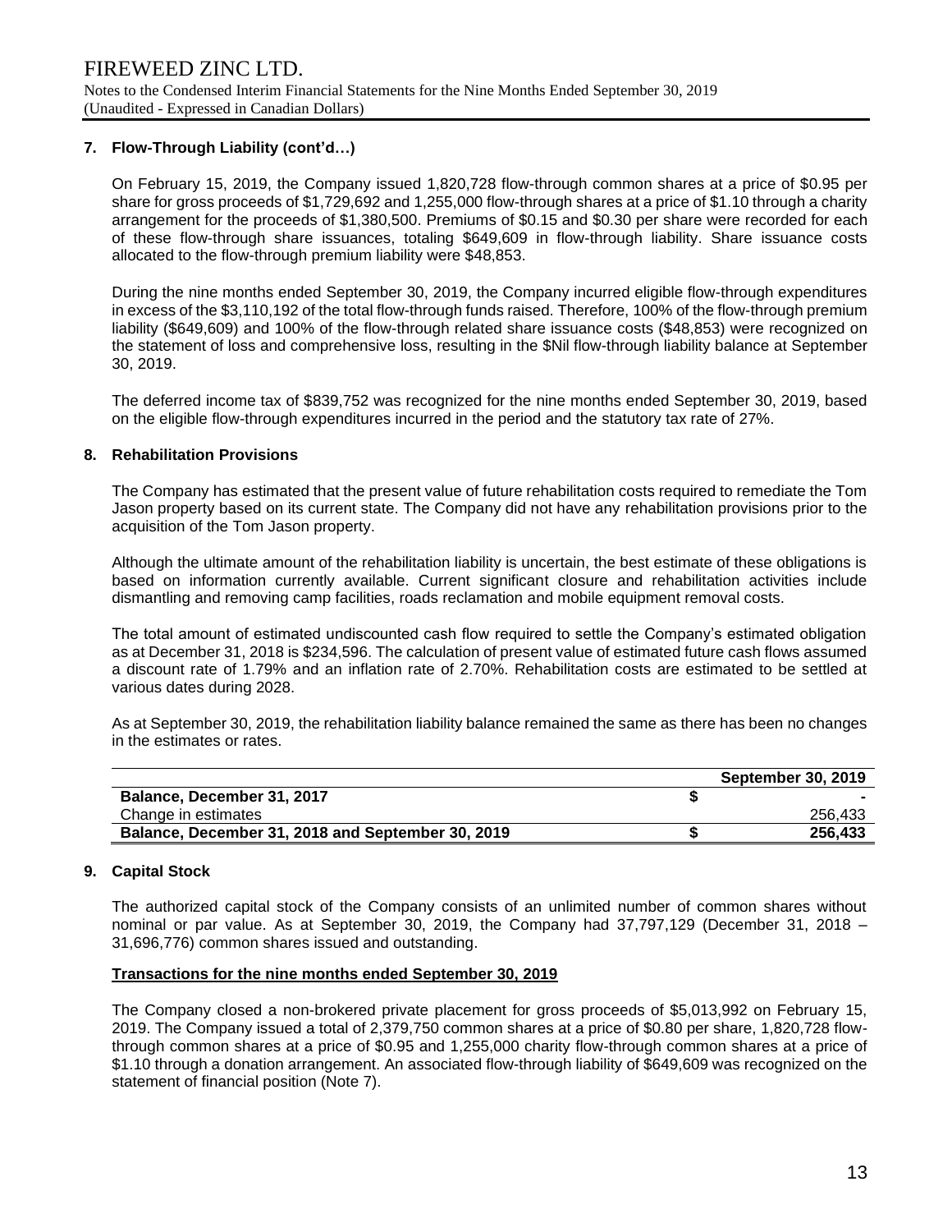## 7. Flow-Through Liability (cont'd…)

On February 15, 2019, the Company issued 1,820,728 flow-through common shares at a price of $0.95 per share for gross proceeds of $1,729,692 and 1,255,000 flow-through shares at a price of $1.10 through a charity arrangement for the proceeds of $1,380,500. Premiums of $0.15 and $0.30 per share were recorded for each of these flow-through share issuances, totaling $649,609 in flow-through liability. Share issuance costs allocated to the flow-through premium liability were $48,853.

During the nine months ended September 30, 2019, the Company incurred eligible flow-through expenditures in excess of the $3,110,192 of the total flow-through funds raised. Therefore, 100% of the flow-through premium liability ($649,609) and 100% of the flow-through related share issuance costs ($48,853) were recognized on the statement of loss and comprehensive loss, resulting in the $Nil flow-through liability balance at September 30, 2019.

The deferred income tax of $839,752 was recognized for the nine months ended September 30, 2019, based on the eligible flow-through expenditures incurred in the period and the statutory tax rate of 27%.

## 8. Rehabilitation Provisions

The Company has estimated that the present value of future rehabilitation costs required to remediate the Tom Jason property based on its current state. The Company did not have any rehabilitation provisions prior to the acquisition of the Tom Jason property.

Although the ultimate amount of the rehabilitation liability is uncertain, the best estimate of these obligations is based on information currently available. Current significant closure and rehabilitation activities include dismantling and removing camp facilities, roads reclamation and mobile equipment removal costs.

The total amount of estimated undiscounted cash flow required to settle the Company's estimated obligation as at December 31, 2018 is $234,596. The calculation of present value of estimated future cash flows assumed a discount rate of 1.79% and an inflation rate of 2.70%. Rehabilitation costs are estimated to be settled at various dates during 2028.

As at September 30, 2019, the rehabilitation liability balance remained the same as there has been no changes in the estimates or rates.

| | | September 30, 2019 |
|---|---|---|
| **Balance, December 31, 2017** | **$** | **-** |
| Change in estimates | | 256,433 |
| **Balance, December 31, 2018 and September 30, 2019** | **$** | **256,433** |

## 9. Capital Stock

The authorized capital stock of the Company consists of an unlimited number of common shares without nominal or par value. As at September 30, 2019, the Company had 37,797,129 (December 31, 2018 – 31,696,776) common shares issued and outstanding.

**Transactions for the nine months ended September 30, 2019**

The Company closed a non-brokered private placement for gross proceeds of $5,013,992 on February 15, 2019. The Company issued a total of 2,379,750 common shares at a price of $0.80 per share, 1,820,728 flow-through common shares at a price of $0.95 and 1,255,000 charity flow-through common shares at a price of $1.10 through a donation arrangement. An associated flow-through liability of $649,609 was recognized on the statement of financial position (Note 7).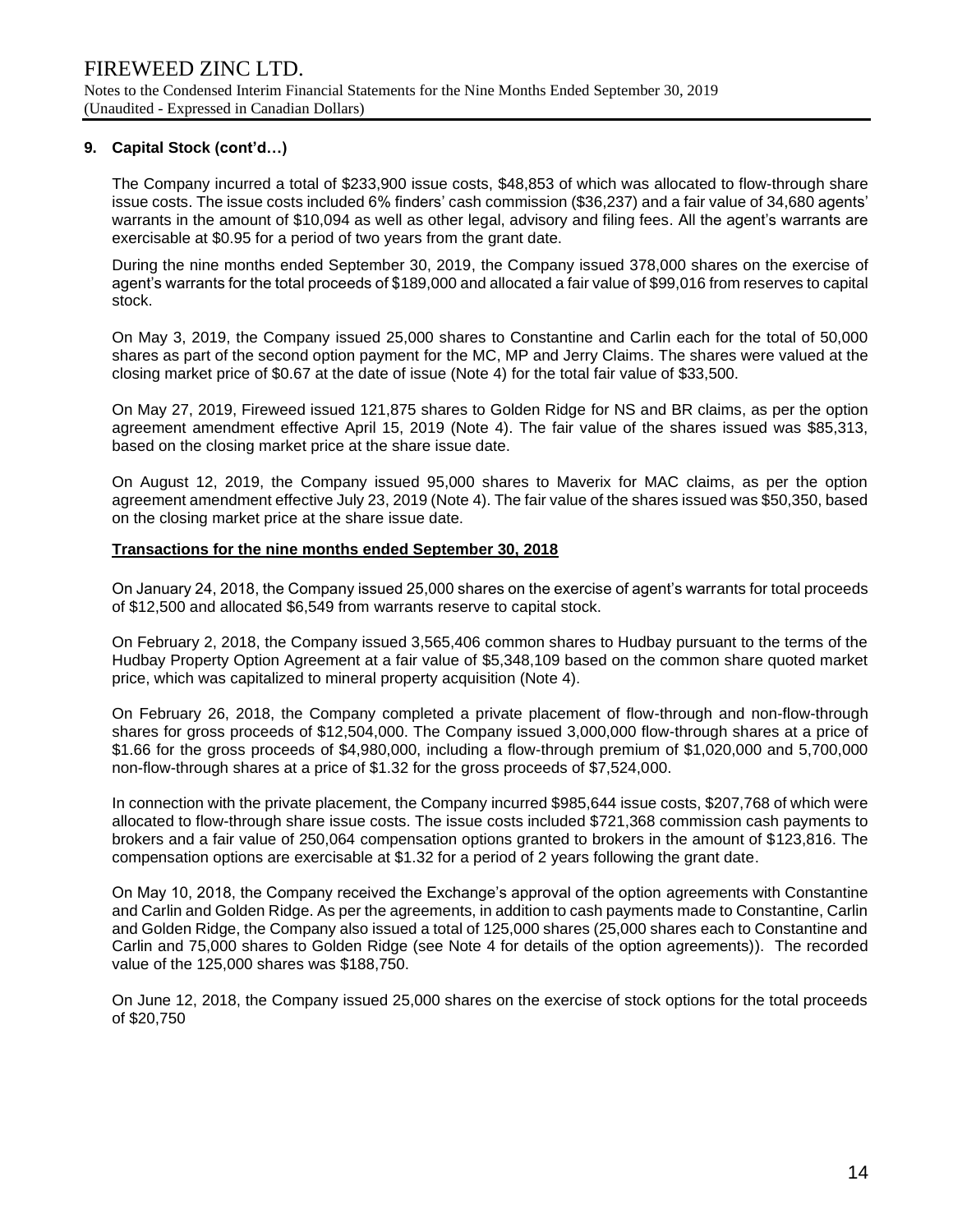### 9. Capital Stock (cont'd…)

The Company incurred a total of $233,900 issue costs, $48,853 of which was allocated to flow-through share issue costs. The issue costs included 6% finders' cash commission ($36,237) and a fair value of 34,680 agents' warrants in the amount of $10,094 as well as other legal, advisory and filing fees. All the agent's warrants are exercisable at $0.95 for a period of two years from the grant date.

During the nine months ended September 30, 2019, the Company issued 378,000 shares on the exercise of agent's warrants for the total proceeds of $189,000 and allocated a fair value of $99,016 from reserves to capital stock.

On May 3, 2019, the Company issued 25,000 shares to Constantine and Carlin each for the total of 50,000 shares as part of the second option payment for the MC, MP and Jerry Claims. The shares were valued at the closing market price of $0.67 at the date of issue (Note 4) for the total fair value of $33,500.

On May 27, 2019, Fireweed issued 121,875 shares to Golden Ridge for NS and BR claims, as per the option agreement amendment effective April 15, 2019 (Note 4). The fair value of the shares issued was $85,313, based on the closing market price at the share issue date.

On August 12, 2019, the Company issued 95,000 shares to Maverix for MAC claims, as per the option agreement amendment effective July 23, 2019 (Note 4). The fair value of the shares issued was $50,350, based on the closing market price at the share issue date.

**Transactions for the nine months ended September 30, 2018**

On January 24, 2018, the Company issued 25,000 shares on the exercise of agent's warrants for total proceeds of $12,500 and allocated $6,549 from warrants reserve to capital stock.

On February 2, 2018, the Company issued 3,565,406 common shares to Hudbay pursuant to the terms of the Hudbay Property Option Agreement at a fair value of $5,348,109 based on the common share quoted market price, which was capitalized to mineral property acquisition (Note 4).

On February 26, 2018, the Company completed a private placement of flow-through and non-flow-through shares for gross proceeds of $12,504,000. The Company issued 3,000,000 flow-through shares at a price of $1.66 for the gross proceeds of $4,980,000, including a flow-through premium of $1,020,000 and 5,700,000 non-flow-through shares at a price of $1.32 for the gross proceeds of $7,524,000.

In connection with the private placement, the Company incurred $985,644 issue costs, $207,768 of which were allocated to flow-through share issue costs. The issue costs included $721,368 commission cash payments to brokers and a fair value of 250,064 compensation options granted to brokers in the amount of $123,816. The compensation options are exercisable at $1.32 for a period of 2 years following the grant date.

On May 10, 2018, the Company received the Exchange's approval of the option agreements with Constantine and Carlin and Golden Ridge. As per the agreements, in addition to cash payments made to Constantine, Carlin and Golden Ridge, the Company also issued a total of 125,000 shares (25,000 shares each to Constantine and Carlin and 75,000 shares to Golden Ridge (see Note 4 for details of the option agreements)). The recorded value of the 125,000 shares was $188,750.

On June 12, 2018, the Company issued 25,000 shares on the exercise of stock options for the total proceeds of $20,750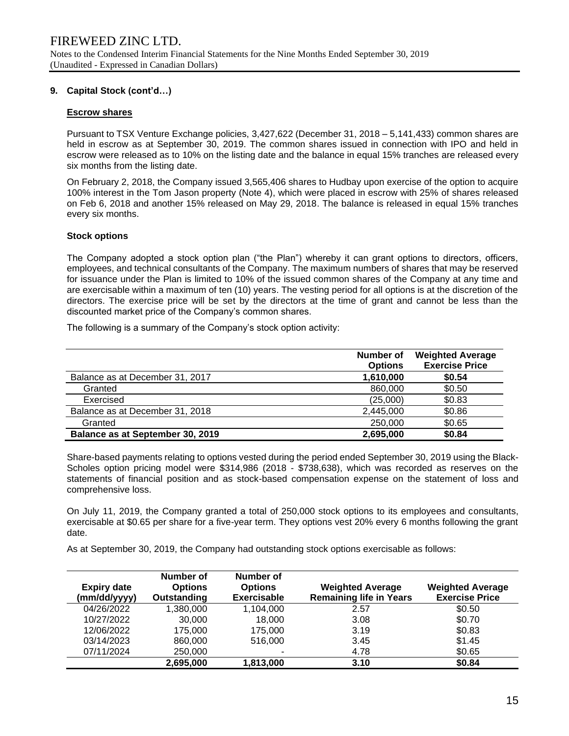### 9. Capital Stock (cont'd…)

**Escrow shares**

Pursuant to TSX Venture Exchange policies, 3,427,622 (December 31, 2018 – 5,141,433) common shares are held in escrow as at September 30, 2019. The common shares issued in connection with IPO and held in escrow were released as to 10% on the listing date and the balance in equal 15% tranches are released every six months from the listing date.

On February 2, 2018, the Company issued 3,565,406 shares to Hudbay upon exercise of the option to acquire 100% interest in the Tom Jason property (Note 4), which were placed in escrow with 25% of shares released on Feb 6, 2018 and another 15% released on May 29, 2018. The balance is released in equal 15% tranches every six months.

**Stock options**

The Company adopted a stock option plan ("the Plan") whereby it can grant options to directors, officers, employees, and technical consultants of the Company. The maximum numbers of shares that may be reserved for issuance under the Plan is limited to 10% of the issued common shares of the Company at any time and are exercisable within a maximum of ten (10) years. The vesting period for all options is at the discretion of the directors. The exercise price will be set by the directors at the time of grant and cannot be less than the discounted market price of the Company's common shares.

The following is a summary of the Company's stock option activity:

| | Number of Options | Weighted Average Exercise Price |
|---|---|---|
| Balance as at December 31, 2017 | **1,610,000** | **$0.54** |
| Granted | 860,000 | $0.50 |
| Exercised | (25,000) | $0.83 |
| Balance as at December 31, 2018 | 2,445,000 | $0.86 |
| Granted | 250,000 | $0.65 |
| **Balance as at September 30, 2019** | **2,695,000** | **$0.84** |

Share-based payments relating to options vested during the period ended September 30, 2019 using the Black-Scholes option pricing model were $314,986 (2018 - $738,638), which was recorded as reserves on the statements of financial position and as stock-based compensation expense on the statement of loss and comprehensive loss.

On July 11, 2019, the Company granted a total of 250,000 stock options to its employees and consultants, exercisable at $0.65 per share for a five-year term. They options vest 20% every 6 months following the grant date.

As at September 30, 2019, the Company had outstanding stock options exercisable as follows:

| Expiry date (mm/dd/yyyy) | Number of Options Outstanding | Number of Options Exercisable | Weighted Average Remaining life in Years | Weighted Average Exercise Price |
|---|---|---|---|---|
| 04/26/2022 | 1,380,000 | 1,104,000 | 2.57 | $0.50 |
| 10/27/2022 | 30,000 | 18,000 | 3.08 | $0.70 |
| 12/06/2022 | 175,000 | 175,000 | 3.19 | $0.83 |
| 03/14/2023 | 860,000 | 516,000 | 3.45 | $1.45 |
| 07/11/2024 | 250,000 | - | 4.78 | $0.65 |
| | **2,695,000** | **1,813,000** | **3.10** | **$0.84** |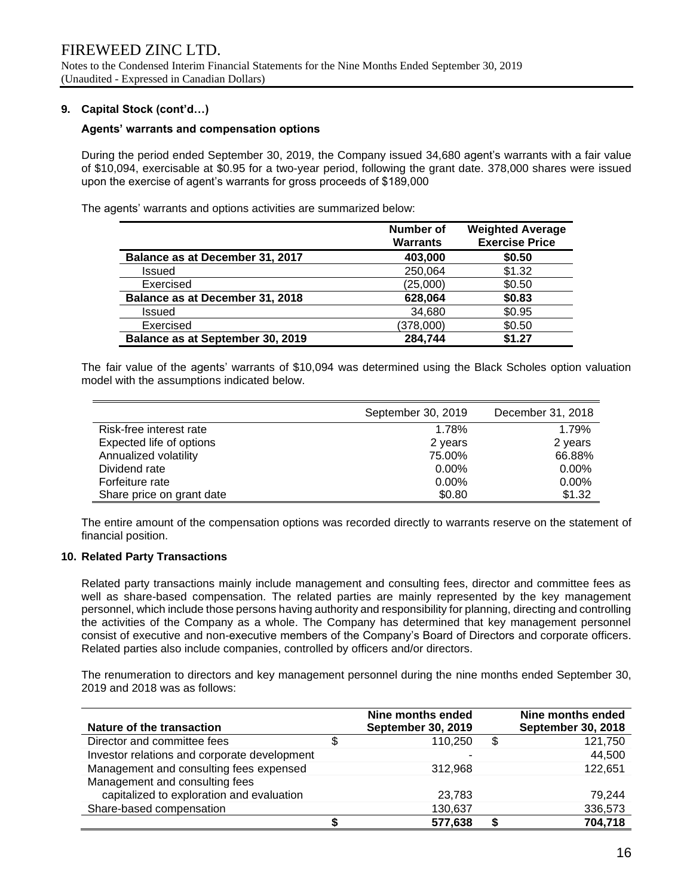## 9. Capital Stock (cont'd…)

### Agents' warrants and compensation options

During the period ended September 30, 2019, the Company issued 34,680 agent's warrants with a fair value of $10,094, exercisable at $0.95 for a two-year period, following the grant date. 378,000 shares were issued upon the exercise of agent's warrants for gross proceeds of $189,000

The agents' warrants and options activities are summarized below:

| | Number of Warrants | Weighted Average Exercise Price |
|---|---|---|
| **Balance as at December 31, 2017** | **403,000** | **$0.50** |
| Issued | 250,064 | $1.32 |
| Exercised | (25,000) | $0.50 |
| **Balance as at December 31, 2018** | **628,064** | **$0.83** |
| Issued | 34,680 | $0.95 |
| Exercised | (378,000) | $0.50 |
| **Balance as at September 30, 2019** | **284,744** | **$1.27** |

The fair value of the agents' warrants of $10,094 was determined using the Black Scholes option valuation model with the assumptions indicated below.

| | September 30, 2019 | December 31, 2018 |
|---|---|---|
| Risk-free interest rate | 1.78% | 1.79% |
| Expected life of options | 2 years | 2 years |
| Annualized volatility | 75.00% | 66.88% |
| Dividend rate | 0.00% | 0.00% |
| Forfeiture rate | 0.00% | 0.00% |
| Share price on grant date | $0.80 | $1.32 |

The entire amount of the compensation options was recorded directly to warrants reserve on the statement of financial position.

## 10. Related Party Transactions

Related party transactions mainly include management and consulting fees, director and committee fees as well as share-based compensation. The related parties are mainly represented by the key management personnel, which include those persons having authority and responsibility for planning, directing and controlling the activities of the Company as a whole. The Company has determined that key management personnel consist of executive and non-executive members of the Company's Board of Directors and corporate officers. Related parties also include companies, controlled by officers and/or directors.

The renumeration to directors and key management personnel during the nine months ended September 30, 2019 and 2018 was as follows:

| Nature of the transaction | Nine months ended September 30, 2019 | Nine months ended September 30, 2018 |
|---|---|---|
| Director and committee fees | $ 110,250 | $ 121,750 |
| Investor relations and corporate development | - | 44,500 |
| Management and consulting fees expensed | 312,968 | 122,651 |
| Management and consulting fees capitalized to exploration and evaluation | 23,783 | 79,244 |
| Share-based compensation | 130,637 | 336,573 |
| | **$ 577,638** | **$ 704,718** |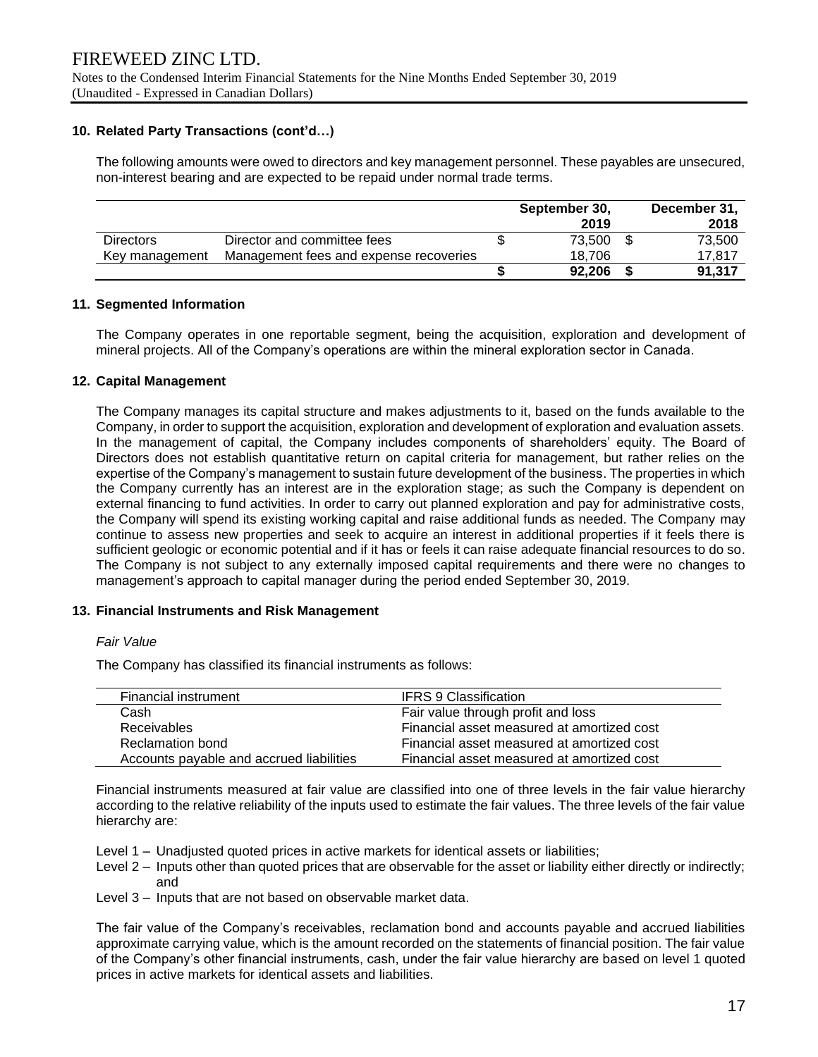## 10. Related Party Transactions (cont'd…)

The following amounts were owed to directors and key management personnel. These payables are unsecured, non-interest bearing and are expected to be repaid under normal trade terms.

| | | September 30, 2019 | December 31, 2018 |
|---|---|---|---|
| Directors | Director and committee fees | $ 73,500 | $ 73,500 |
| Key management | Management fees and expense recoveries | 18,706 | 17,817 |
| | | **$ 92,206** | **$ 91,317** |

## 11. Segmented Information

The Company operates in one reportable segment, being the acquisition, exploration and development of mineral projects. All of the Company's operations are within the mineral exploration sector in Canada.

## 12. Capital Management

The Company manages its capital structure and makes adjustments to it, based on the funds available to the Company, in order to support the acquisition, exploration and development of exploration and evaluation assets. In the management of capital, the Company includes components of shareholders' equity. The Board of Directors does not establish quantitative return on capital criteria for management, but rather relies on the expertise of the Company's management to sustain future development of the business. The properties in which the Company currently has an interest are in the exploration stage; as such the Company is dependent on external financing to fund activities. In order to carry out planned exploration and pay for administrative costs, the Company will spend its existing working capital and raise additional funds as needed. The Company may continue to assess new properties and seek to acquire an interest in additional properties if it feels there is sufficient geologic or economic potential and if it has or feels it can raise adequate financial resources to do so. The Company is not subject to any externally imposed capital requirements and there were no changes to management's approach to capital manager during the period ended September 30, 2019.

## 13. Financial Instruments and Risk Management

*Fair Value*

The Company has classified its financial instruments as follows:

| Financial instrument | IFRS 9 Classification |
|---|---|
| Cash | Fair value through profit and loss |
| Receivables | Financial asset measured at amortized cost |
| Reclamation bond | Financial asset measured at amortized cost |
| Accounts payable and accrued liabilities | Financial asset measured at amortized cost |

Financial instruments measured at fair value are classified into one of three levels in the fair value hierarchy according to the relative reliability of the inputs used to estimate the fair values. The three levels of the fair value hierarchy are:

Level 1 – Unadjusted quoted prices in active markets for identical assets or liabilities;
Level 2 – Inputs other than quoted prices that are observable for the asset or liability either directly or indirectly; and
Level 3 – Inputs that are not based on observable market data.

The fair value of the Company's receivables, reclamation bond and accounts payable and accrued liabilities approximate carrying value, which is the amount recorded on the statements of financial position. The fair value of the Company's other financial instruments, cash, under the fair value hierarchy are based on level 1 quoted prices in active markets for identical assets and liabilities.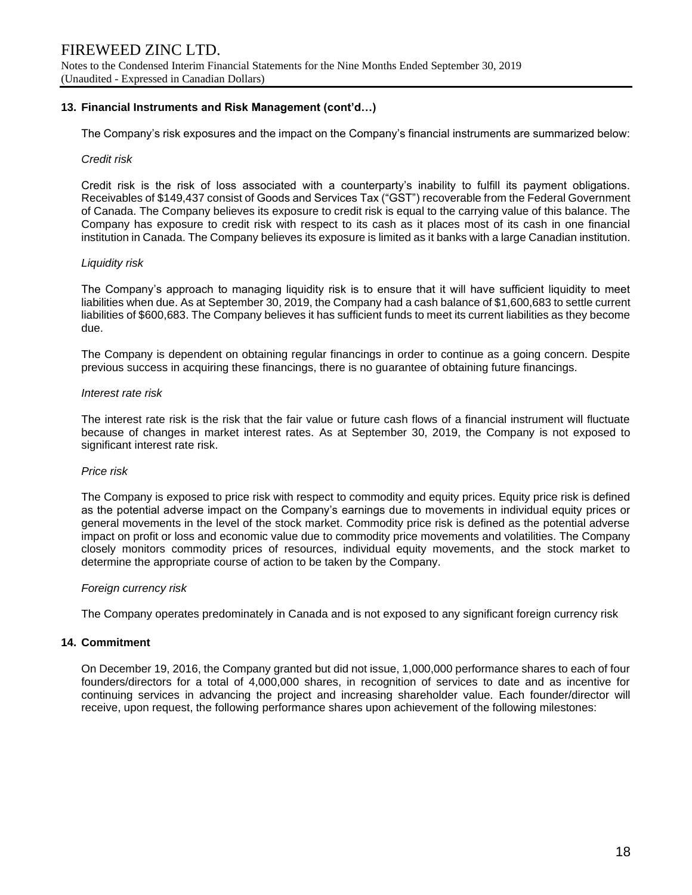## 13. Financial Instruments and Risk Management (cont'd…)

The Company's risk exposures and the impact on the Company's financial instruments are summarized below:

*Credit risk*

Credit risk is the risk of loss associated with a counterparty's inability to fulfill its payment obligations. Receivables of $149,437 consist of Goods and Services Tax ("GST") recoverable from the Federal Government of Canada. The Company believes its exposure to credit risk is equal to the carrying value of this balance. The Company has exposure to credit risk with respect to its cash as it places most of its cash in one financial institution in Canada. The Company believes its exposure is limited as it banks with a large Canadian institution.

*Liquidity risk*

The Company's approach to managing liquidity risk is to ensure that it will have sufficient liquidity to meet liabilities when due. As at September 30, 2019, the Company had a cash balance of $1,600,683 to settle current liabilities of $600,683. The Company believes it has sufficient funds to meet its current liabilities as they become due.

The Company is dependent on obtaining regular financings in order to continue as a going concern. Despite previous success in acquiring these financings, there is no guarantee of obtaining future financings.

*Interest rate risk*

The interest rate risk is the risk that the fair value or future cash flows of a financial instrument will fluctuate because of changes in market interest rates. As at September 30, 2019, the Company is not exposed to significant interest rate risk.

*Price risk*

The Company is exposed to price risk with respect to commodity and equity prices. Equity price risk is defined as the potential adverse impact on the Company's earnings due to movements in individual equity prices or general movements in the level of the stock market. Commodity price risk is defined as the potential adverse impact on profit or loss and economic value due to commodity price movements and volatilities. The Company closely monitors commodity prices of resources, individual equity movements, and the stock market to determine the appropriate course of action to be taken by the Company.

*Foreign currency risk*

The Company operates predominately in Canada and is not exposed to any significant foreign currency risk

## 14. Commitment

On December 19, 2016, the Company granted but did not issue, 1,000,000 performance shares to each of four founders/directors for a total of 4,000,000 shares, in recognition of services to date and as incentive for continuing services in advancing the project and increasing shareholder value. Each founder/director will receive, upon request, the following performance shares upon achievement of the following milestones: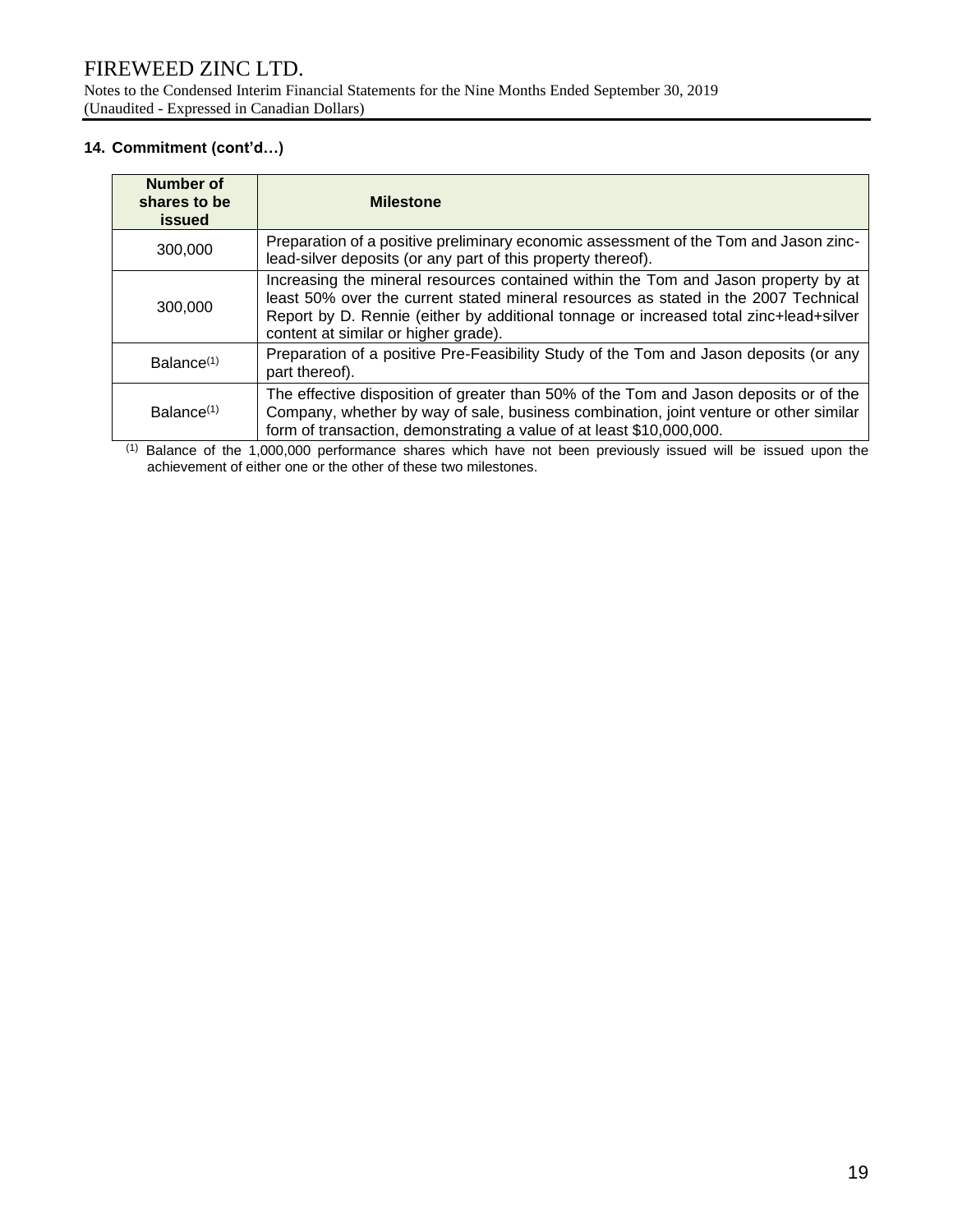## 14. Commitment (cont'd…)

| Number of shares to be issued | Milestone |
|---|---|
| 300,000 | Preparation of a positive preliminary economic assessment of the Tom and Jason zinc-lead-silver deposits (or any part of this property thereof). |
| 300,000 | Increasing the mineral resources contained within the Tom and Jason property by at least 50% over the current stated mineral resources as stated in the 2007 Technical Report by D. Rennie (either by additional tonnage or increased total zinc+lead+silver content at similar or higher grade). |
| Balance[(1)] | Preparation of a positive Pre-Feasibility Study of the Tom and Jason deposits (or any part thereof). |
| Balance[(1)] | The effective disposition of greater than 50% of the Tom and Jason deposits or of the Company, whether by way of sale, business combination, joint venture or other similar form of transaction, demonstrating a value of at least $10,000,000. |

[(1)] Balance of the 1,000,000 performance shares which have not been previously issued will be issued upon the achievement of either one or the other of these two milestones.